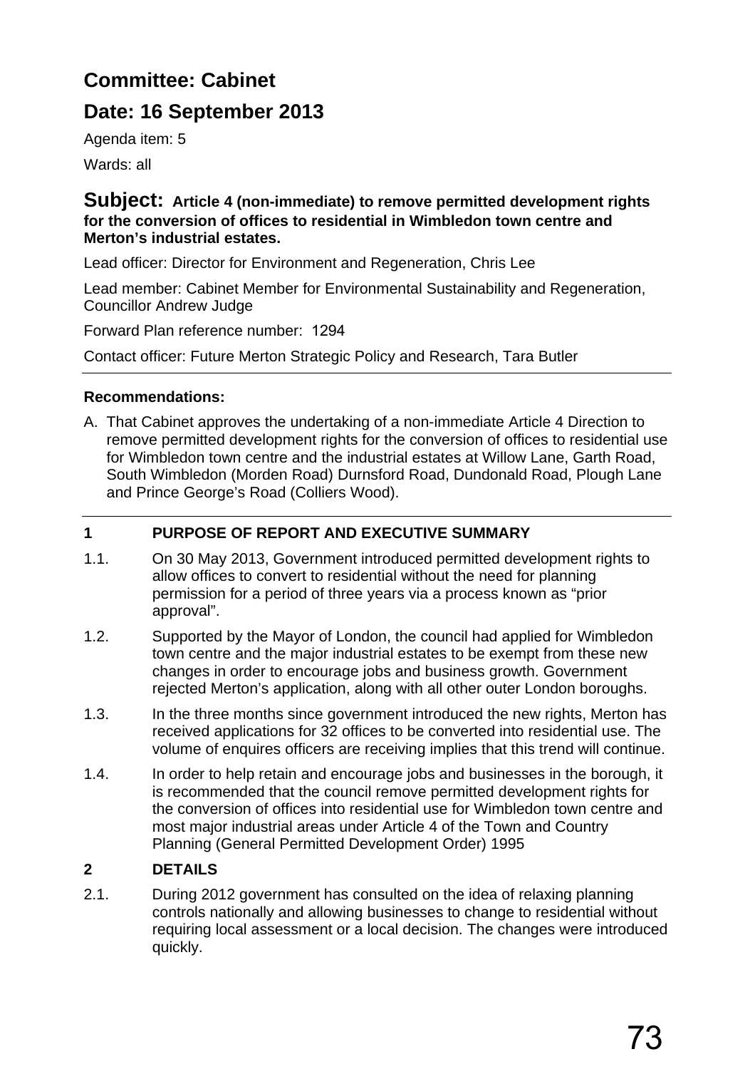## Committee: Cabinet

## Date: 16 September 2013

Agenda item: 5

Wards: all

### Subject: **Article 4 (non-immediate) to remove permitted development rights for the conversion of offices to residential in Wimbledon town centre and Merton's industrial estates.**

Lead officer: Director for Environment and Regeneration, Chris Lee

Lead member: Cabinet Member for Environmental Sustainability and Regeneration, Councillor Andrew Judge

Forward Plan reference number: 1294

Contact officer: Future Merton Strategic Policy and Research, Tara Butler

---

**Recommendations:**

A. That Cabinet approves the undertaking of a non-immediate Article 4 Direction to remove permitted development rights for the conversion of offices to residential use for Wimbledon town centre and the industrial estates at Willow Lane, Garth Road, South Wimbledon (Morden Road) Durnsford Road, Dundonald Road, Plough Lane and Prince George's Road (Colliers Wood).

---

**1 PURPOSE OF REPORT AND EXECUTIVE SUMMARY**

1.1. On 30 May 2013, Government introduced permitted development rights to allow offices to convert to residential without the need for planning permission for a period of three years via a process known as "prior approval".

1.2. Supported by the Mayor of London, the council had applied for Wimbledon town centre and the major industrial estates to be exempt from these new changes in order to encourage jobs and business growth. Government rejected Merton's application, along with all other outer London boroughs.

1.3. In the three months since government introduced the new rights, Merton has received applications for 32 offices to be converted into residential use. The volume of enquires officers are receiving implies that this trend will continue.

1.4. In order to help retain and encourage jobs and businesses in the borough, it is recommended that the council remove permitted development rights for the conversion of offices into residential use for Wimbledon town centre and most major industrial areas under Article 4 of the Town and Country Planning (General Permitted Development Order) 1995

**2 DETAILS**

2.1. During 2012 government has consulted on the idea of relaxing planning controls nationally and allowing businesses to change to residential without requiring local assessment or a local decision. The changes were introduced quickly.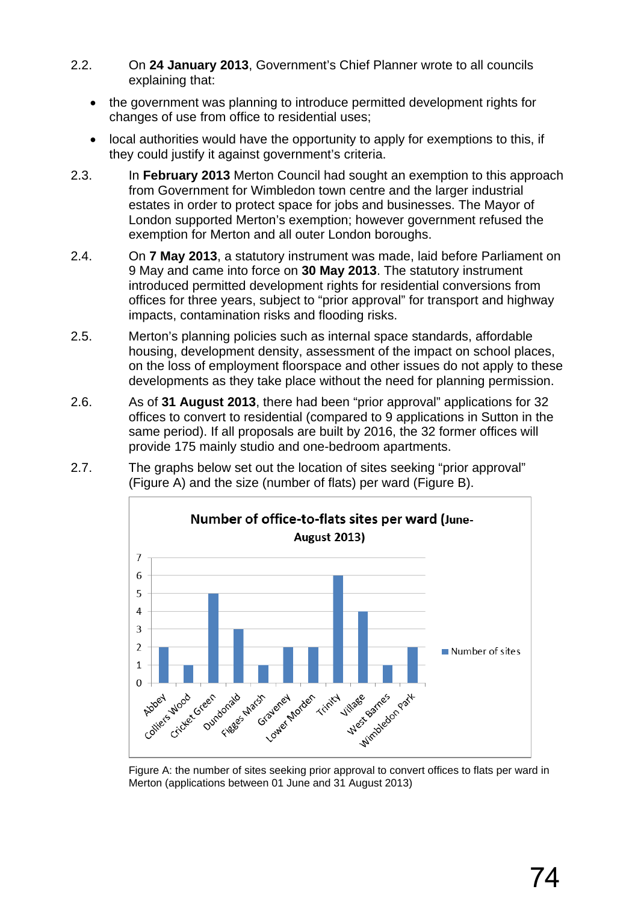2.2. On **24 January 2013**, Government's Chief Planner wrote to all councils explaining that:

- the government was planning to introduce permitted development rights for changes of use from office to residential uses;
- local authorities would have the opportunity to apply for exemptions to this, if they could justify it against government's criteria.

2.3. In **February 2013** Merton Council had sought an exemption to this approach from Government for Wimbledon town centre and the larger industrial estates in order to protect space for jobs and businesses. The Mayor of London supported Merton's exemption; however government refused the exemption for Merton and all outer London boroughs.

2.4. On **7 May 2013**, a statutory instrument was made, laid before Parliament on 9 May and came into force on **30 May 2013**. The statutory instrument introduced permitted development rights for residential conversions from offices for three years, subject to "prior approval" for transport and highway impacts, contamination risks and flooding risks.

2.5. Merton's planning policies such as internal space standards, affordable housing, development density, assessment of the impact on school places, on the loss of employment floorspace and other issues do not apply to these developments as they take place without the need for planning permission.

2.6. As of **31 August 2013**, there had been "prior approval" applications for 32 offices to convert to residential (compared to 9 applications in Sutton in the same period). If all proposals are built by 2016, the 32 former offices will provide 175 mainly studio and one-bedroom apartments.

2.7. The graphs below set out the location of sites seeking "prior approval" (Figure A) and the size (number of flats) per ward (Figure B).

**Number of office-to-flats sites per ward (June-August 2013)**

| Ward | Number of sites |
|---|---|
| Abbey | 2 |
| Colliers Wood | 1 |
| Cricket Green | 5 |
| Dundonald | 3 |
| Figges Marsh | 1 |
| Graveney | 2 |
| Lower Morden | 2 |
| Trinity | 6 |
| Village | 4 |
| West Barnes | 1 |
| Wimbledon Park | 2 |

Figure A: the number of sites seeking prior approval to convert offices to flats per ward in Merton (applications between 01 June and 31 August 2013)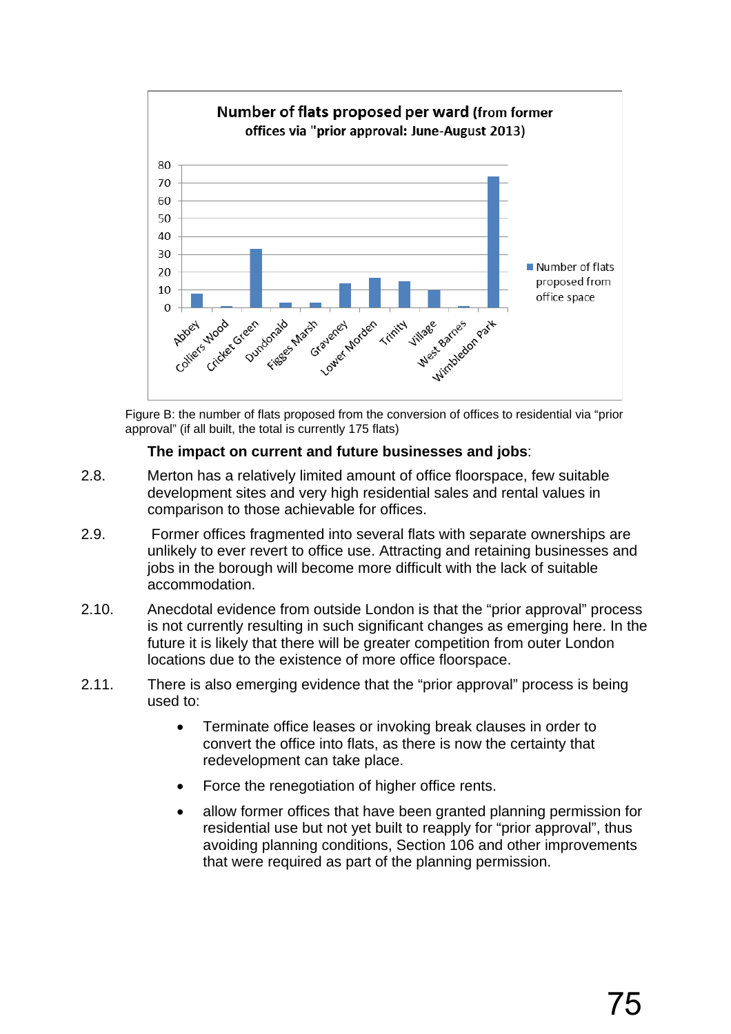**Number of flats proposed per ward (from former offices via "prior approval: June-August 2013)**

| Ward | Number of flats proposed from office space |
|---|---|
| Abbey | 8 |
| Colliers Wood | 1 |
| Cricket Green | 33 |
| Dundonald | 3 |
| Figges Marsh | 3 |
| Graveney | 14 |
| Lower Morden | 17 |
| Trinity | 15 |
| Village | 10 |
| West Barnes | 1 |
| Wimbledon Park | 74 |

Figure B: the number of flats proposed from the conversion of offices to residential via "prior approval" (if all built, the total is currently 175 flats)

**The impact on current and future businesses and jobs**:

2.8. Merton has a relatively limited amount of office floorspace, few suitable development sites and very high residential sales and rental values in comparison to those achievable for offices.

2.9. Former offices fragmented into several flats with separate ownerships are unlikely to ever revert to office use. Attracting and retaining businesses and jobs in the borough will become more difficult with the lack of suitable accommodation.

2.10. Anecdotal evidence from outside London is that the "prior approval" process is not currently resulting in such significant changes as emerging here. In the future it is likely that there will be greater competition from outer London locations due to the existence of more office floorspace.

2.11. There is also emerging evidence that the "prior approval" process is being used to:

- Terminate office leases or invoking break clauses in order to convert the office into flats, as there is now the certainty that redevelopment can take place.
- Force the renegotiation of higher office rents.
- allow former offices that have been granted planning permission for residential use but not yet built to reapply for "prior approval", thus avoiding planning conditions, Section 106 and other improvements that were required as part of the planning permission.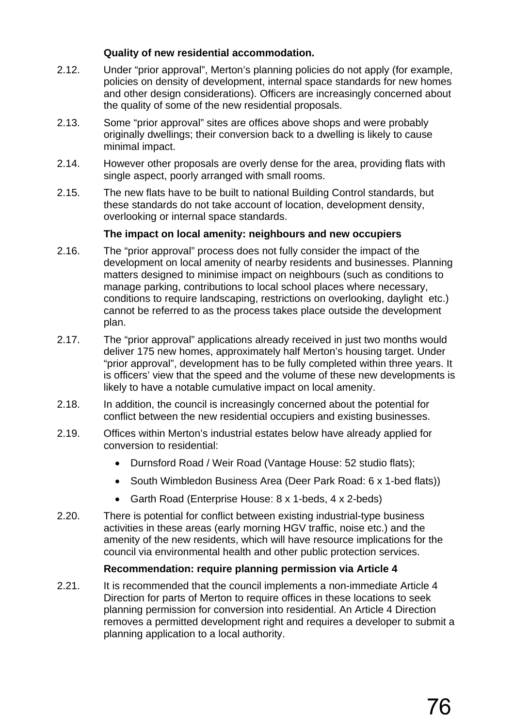**Quality of new residential accommodation.**

2.12. Under "prior approval", Merton's planning policies do not apply (for example, policies on density of development, internal space standards for new homes and other design considerations). Officers are increasingly concerned about the quality of some of the new residential proposals.

2.13. Some "prior approval" sites are offices above shops and were probably originally dwellings; their conversion back to a dwelling is likely to cause minimal impact.

2.14. However other proposals are overly dense for the area, providing flats with single aspect, poorly arranged with small rooms.

2.15. The new flats have to be built to national Building Control standards, but these standards do not take account of location, development density, overlooking or internal space standards.

**The impact on local amenity: neighbours and new occupiers**

2.16. The "prior approval" process does not fully consider the impact of the development on local amenity of nearby residents and businesses. Planning matters designed to minimise impact on neighbours (such as conditions to manage parking, contributions to local school places where necessary, conditions to require landscaping, restrictions on overlooking, daylight etc.) cannot be referred to as the process takes place outside the development plan.

2.17. The "prior approval" applications already received in just two months would deliver 175 new homes, approximately half Merton's housing target. Under "prior approval", development has to be fully completed within three years. It is officers' view that the speed and the volume of these new developments is likely to have a notable cumulative impact on local amenity.

2.18. In addition, the council is increasingly concerned about the potential for conflict between the new residential occupiers and existing businesses.

2.19. Offices within Merton's industrial estates below have already applied for conversion to residential:

- Durnsford Road / Weir Road (Vantage House: 52 studio flats);
- South Wimbledon Business Area (Deer Park Road: 6 x 1-bed flats))
- Garth Road (Enterprise House: 8 x 1-beds, 4 x 2-beds)

2.20. There is potential for conflict between existing industrial-type business activities in these areas (early morning HGV traffic, noise etc.) and the amenity of the new residents, which will have resource implications for the council via environmental health and other public protection services.

**Recommendation: require planning permission via Article 4**

2.21. It is recommended that the council implements a non-immediate Article 4 Direction for parts of Merton to require offices in these locations to seek planning permission for conversion into residential. An Article 4 Direction removes a permitted development right and requires a developer to submit a planning application to a local authority.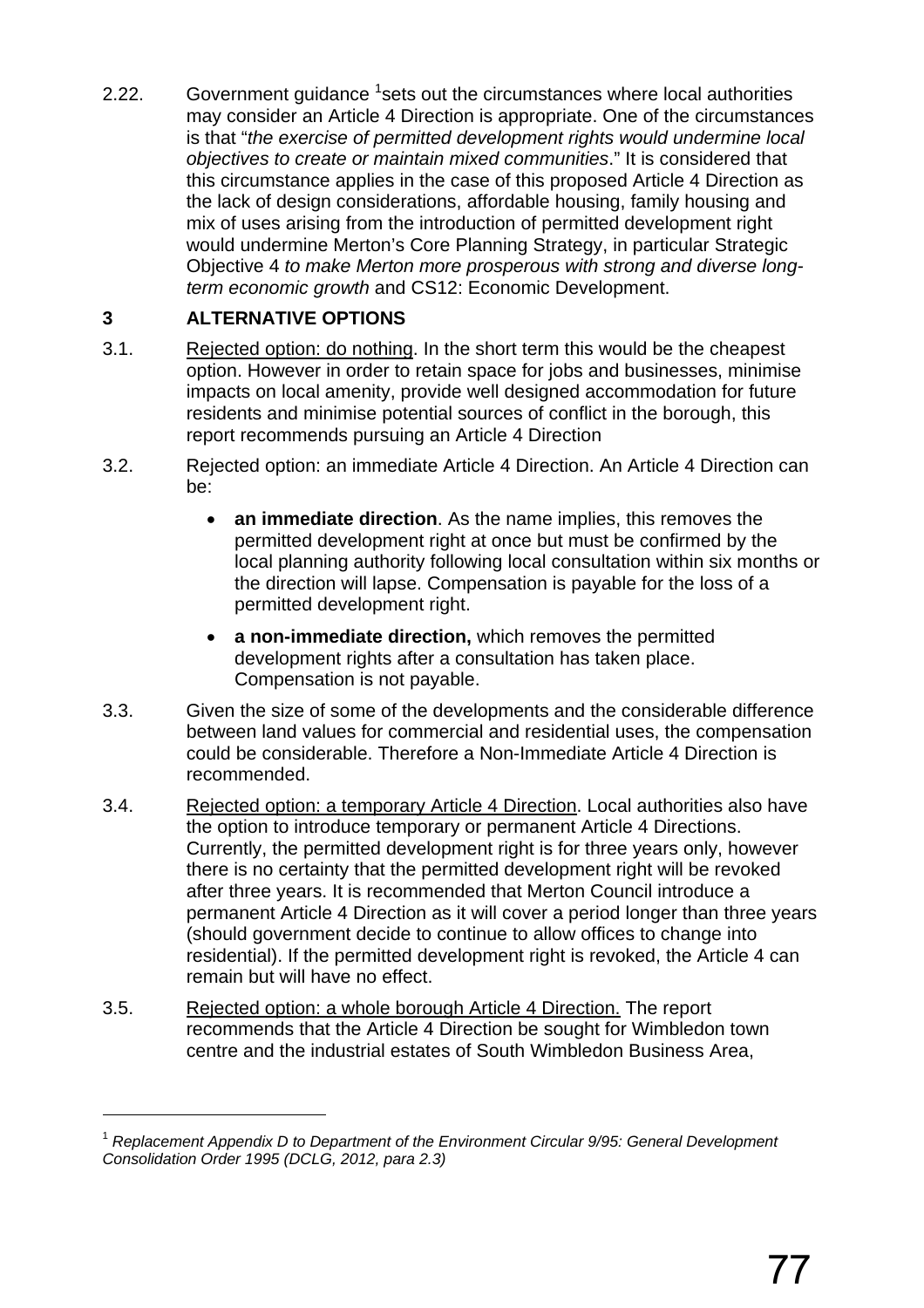2.22. Government guidance [1] sets out the circumstances where local authorities may consider an Article 4 Direction is appropriate. One of the circumstances is that "*the exercise of permitted development rights would undermine local objectives to create or maintain mixed communities*." It is considered that this circumstance applies in the case of this proposed Article 4 Direction as the lack of design considerations, affordable housing, family housing and mix of uses arising from the introduction of permitted development right would undermine Merton's Core Planning Strategy, in particular Strategic Objective 4 *to make Merton more prosperous with strong and diverse long-term economic growth* and CS12: Economic Development.

## 3 ALTERNATIVE OPTIONS

3.1. Rejected option: do nothing. In the short term this would be the cheapest option. However in order to retain space for jobs and businesses, minimise impacts on local amenity, provide well designed accommodation for future residents and minimise potential sources of conflict in the borough, this report recommends pursuing an Article 4 Direction

3.2. Rejected option: an immediate Article 4 Direction. An Article 4 Direction can be:

- **an immediate direction**. As the name implies, this removes the permitted development right at once but must be confirmed by the local planning authority following local consultation within six months or the direction will lapse. Compensation is payable for the loss of a permitted development right.
- **a non-immediate direction,** which removes the permitted development rights after a consultation has taken place. Compensation is not payable.

3.3. Given the size of some of the developments and the considerable difference between land values for commercial and residential uses, the compensation could be considerable. Therefore a Non-Immediate Article 4 Direction is recommended.

3.4. Rejected option: a temporary Article 4 Direction. Local authorities also have the option to introduce temporary or permanent Article 4 Directions. Currently, the permitted development right is for three years only, however there is no certainty that the permitted development right will be revoked after three years. It is recommended that Merton Council introduce a permanent Article 4 Direction as it will cover a period longer than three years (should government decide to continue to allow offices to change into residential). If the permitted development right is revoked, the Article 4 can remain but will have no effect.

3.5. Rejected option: a whole borough Article 4 Direction. The report recommends that the Article 4 Direction be sought for Wimbledon town centre and the industrial estates of South Wimbledon Business Area,

---

[1] *Replacement Appendix D to Department of the Environment Circular 9/95: General Development Consolidation Order 1995 (DCLG, 2012, para 2.3)*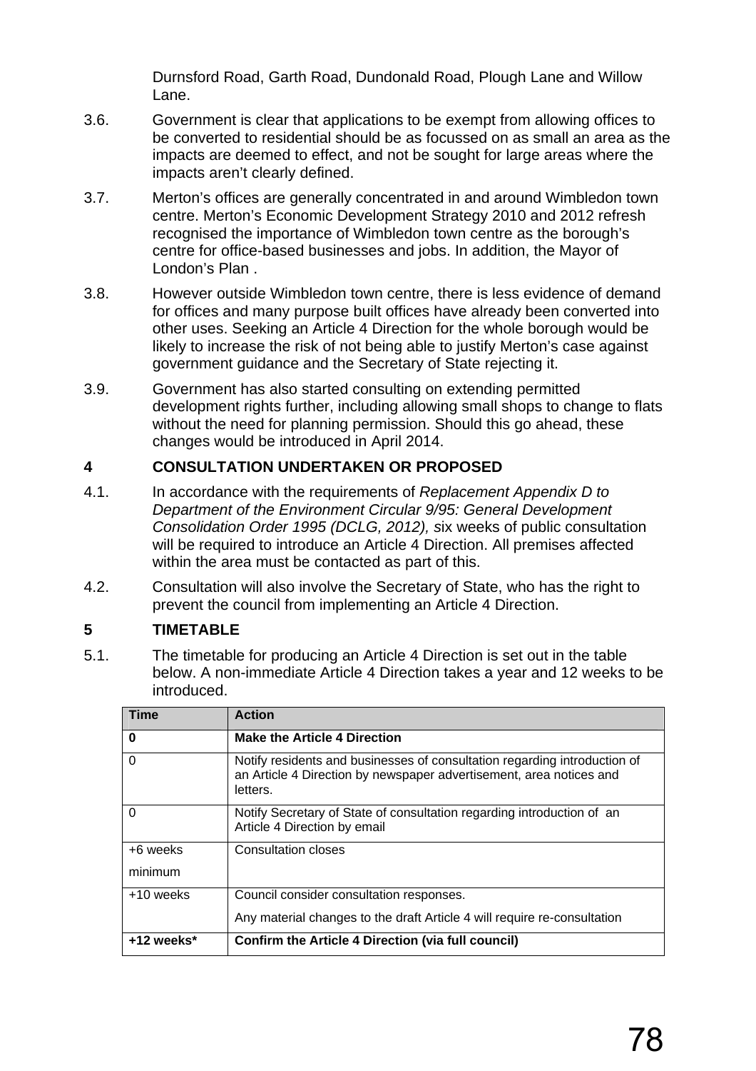Durnsford Road, Garth Road, Dundonald Road, Plough Lane and Willow Lane.

3.6. Government is clear that applications to be exempt from allowing offices to be converted to residential should be as focussed on as small an area as the impacts are deemed to effect, and not be sought for large areas where the impacts aren't clearly defined.

3.7. Merton's offices are generally concentrated in and around Wimbledon town centre. Merton's Economic Development Strategy 2010 and 2012 refresh recognised the importance of Wimbledon town centre as the borough's centre for office-based businesses and jobs. In addition, the Mayor of London's Plan .

3.8. However outside Wimbledon town centre, there is less evidence of demand for offices and many purpose built offices have already been converted into other uses. Seeking an Article 4 Direction for the whole borough would be likely to increase the risk of not being able to justify Merton's case against government guidance and the Secretary of State rejecting it.

3.9. Government has also started consulting on extending permitted development rights further, including allowing small shops to change to flats without the need for planning permission. Should this go ahead, these changes would be introduced in April 2014.

## 4 CONSULTATION UNDERTAKEN OR PROPOSED

4.1. In accordance with the requirements of *Replacement Appendix D to Department of the Environment Circular 9/95: General Development Consolidation Order 1995 (DCLG, 2012),* six weeks of public consultation will be required to introduce an Article 4 Direction. All premises affected within the area must be contacted as part of this.

4.2. Consultation will also involve the Secretary of State, who has the right to prevent the council from implementing an Article 4 Direction.

## 5 TIMETABLE

5.1. The timetable for producing an Article 4 Direction is set out in the table below. A non-immediate Article 4 Direction takes a year and 12 weeks to be introduced.

| Time | Action |
|---|---|
| **0** | **Make the Article 4 Direction** |
| 0 | Notify residents and businesses of consultation regarding introduction of an Article 4 Direction by newspaper advertisement, area notices and letters. |
| 0 | Notify Secretary of State of consultation regarding introduction of an Article 4 Direction by email |
| +6 weeks minimum | Consultation closes |
| +10 weeks | Council consider consultation responses. Any material changes to the draft Article 4 will require re-consultation |
| **+12 weeks*** | **Confirm the Article 4 Direction (via full council)** |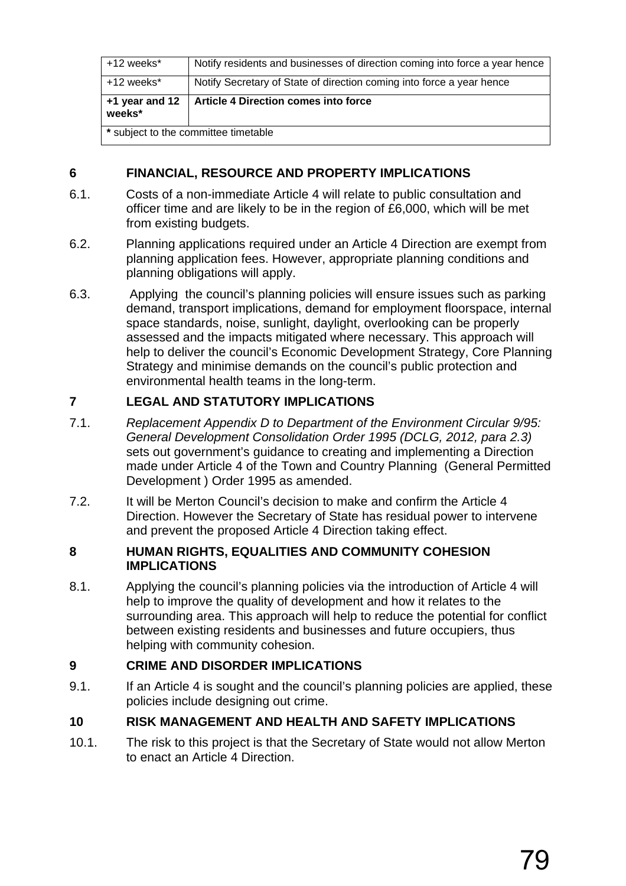| | |
|---|---|
| +12 weeks* | Notify residents and businesses of direction coming into force a year hence |
| +12 weeks* | Notify Secretary of State of direction coming into force a year hence |
| **+1 year and 12 weeks*** | **Article 4 Direction comes into force** |
| *** subject to the committee timetable | |

## 6 FINANCIAL, RESOURCE AND PROPERTY IMPLICATIONS

6.1. Costs of a non-immediate Article 4 will relate to public consultation and officer time and are likely to be in the region of £6,000, which will be met from existing budgets.

6.2. Planning applications required under an Article 4 Direction are exempt from planning application fees. However, appropriate planning conditions and planning obligations will apply.

6.3. Applying the council's planning policies will ensure issues such as parking demand, transport implications, demand for employment floorspace, internal space standards, noise, sunlight, daylight, overlooking can be properly assessed and the impacts mitigated where necessary. This approach will help to deliver the council's Economic Development Strategy, Core Planning Strategy and minimise demands on the council's public protection and environmental health teams in the long-term.

## 7 LEGAL AND STATUTORY IMPLICATIONS

7.1. *Replacement Appendix D to Department of the Environment Circular 9/95: General Development Consolidation Order 1995 (DCLG, 2012, para 2.3)* sets out government's guidance to creating and implementing a Direction made under Article 4 of the Town and Country Planning (General Permitted Development ) Order 1995 as amended.

7.2. It will be Merton Council's decision to make and confirm the Article 4 Direction. However the Secretary of State has residual power to intervene and prevent the proposed Article 4 Direction taking effect.

## 8 HUMAN RIGHTS, EQUALITIES AND COMMUNITY COHESION IMPLICATIONS

8.1. Applying the council's planning policies via the introduction of Article 4 will help to improve the quality of development and how it relates to the surrounding area. This approach will help to reduce the potential for conflict between existing residents and businesses and future occupiers, thus helping with community cohesion.

## 9 CRIME AND DISORDER IMPLICATIONS

9.1. If an Article 4 is sought and the council's planning policies are applied, these policies include designing out crime.

## 10 RISK MANAGEMENT AND HEALTH AND SAFETY IMPLICATIONS

10.1. The risk to this project is that the Secretary of State would not allow Merton to enact an Article 4 Direction.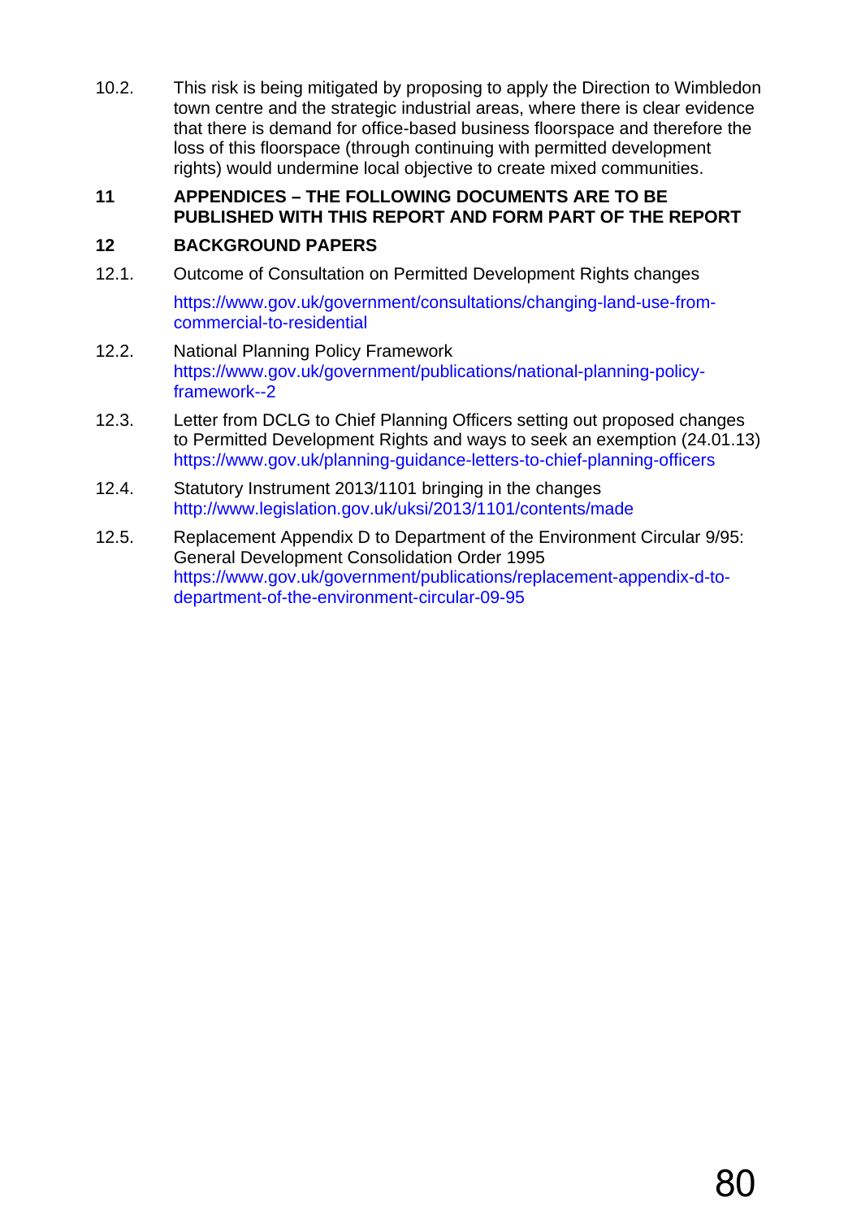10.2. This risk is being mitigated by proposing to apply the Direction to Wimbledon town centre and the strategic industrial areas, where there is clear evidence that there is demand for office-based business floorspace and therefore the loss of this floorspace (through continuing with permitted development rights) would undermine local objective to create mixed communities.

## 11 APPENDICES – THE FOLLOWING DOCUMENTS ARE TO BE PUBLISHED WITH THIS REPORT AND FORM PART OF THE REPORT

## 12 BACKGROUND PAPERS

12.1. Outcome of Consultation on Permitted Development Rights changes

https://www.gov.uk/government/consultations/changing-land-use-from-commercial-to-residential

12.2. National Planning Policy Framework
https://www.gov.uk/government/publications/national-planning-policy-framework--2

12.3. Letter from DCLG to Chief Planning Officers setting out proposed changes to Permitted Development Rights and ways to seek an exemption (24.01.13)
https://www.gov.uk/planning-guidance-letters-to-chief-planning-officers

12.4. Statutory Instrument 2013/1101 bringing in the changes
http://www.legislation.gov.uk/uksi/2013/1101/contents/made

12.5. Replacement Appendix D to Department of the Environment Circular 9/95: General Development Consolidation Order 1995
https://www.gov.uk/government/publications/replacement-appendix-d-to-department-of-the-environment-circular-09-95